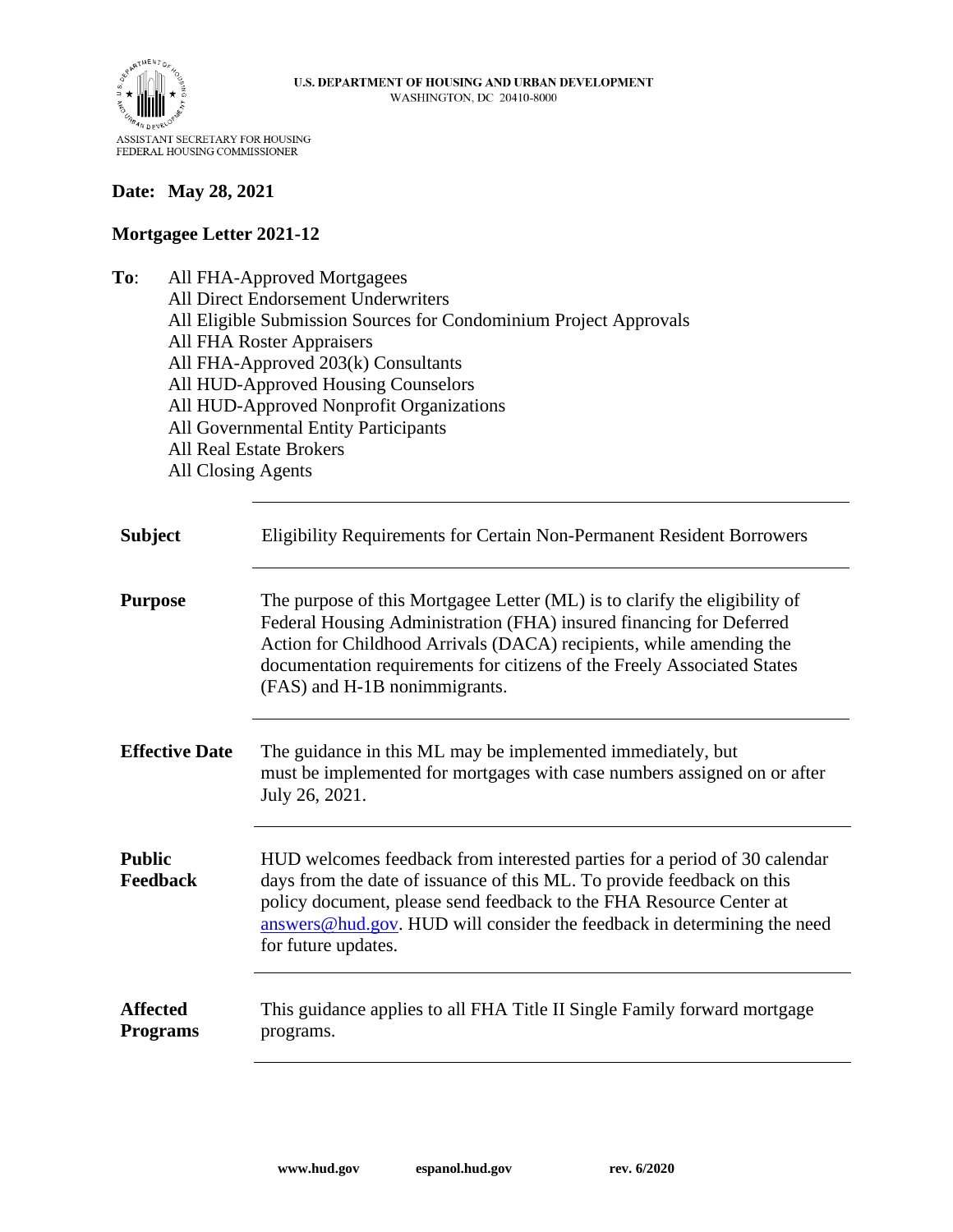U.S. DEPARTMENT OF HOUSING AND URBAN DEVELOPMENT
WASHINGTON, DC 20410-8000

ASSISTANT SECRETARY FOR HOUSING
FEDERAL HOUSING COMMISSIONER

**Date: May 28, 2021**

**Mortgagee Letter 2021-12**

**To**: All FHA-Approved Mortgagees
All Direct Endorsement Underwriters
All Eligible Submission Sources for Condominium Project Approvals
All FHA Roster Appraisers
All FHA-Approved 203(k) Consultants
All HUD-Approved Housing Counselors
All HUD-Approved Nonprofit Organizations
All Governmental Entity Participants
All Real Estate Brokers
All Closing Agents

| | |
|---|---|
| **Subject** | Eligibility Requirements for Certain Non-Permanent Resident Borrowers |
| **Purpose** | The purpose of this Mortgagee Letter (ML) is to clarify the eligibility of Federal Housing Administration (FHA) insured financing for Deferred Action for Childhood Arrivals (DACA) recipients, while amending the documentation requirements for citizens of the Freely Associated States (FAS) and H-1B nonimmigrants. |
| **Effective Date** | The guidance in this ML may be implemented immediately, but must be implemented for mortgages with case numbers assigned on or after July 26, 2021. |
| **Public Feedback** | HUD welcomes feedback from interested parties for a period of 30 calendar days from the date of issuance of this ML. To provide feedback on this policy document, please send feedback to the FHA Resource Center at answers@hud.gov. HUD will consider the feedback in determining the need for future updates. |
| **Affected Programs** | This guidance applies to all FHA Title II Single Family forward mortgage programs. |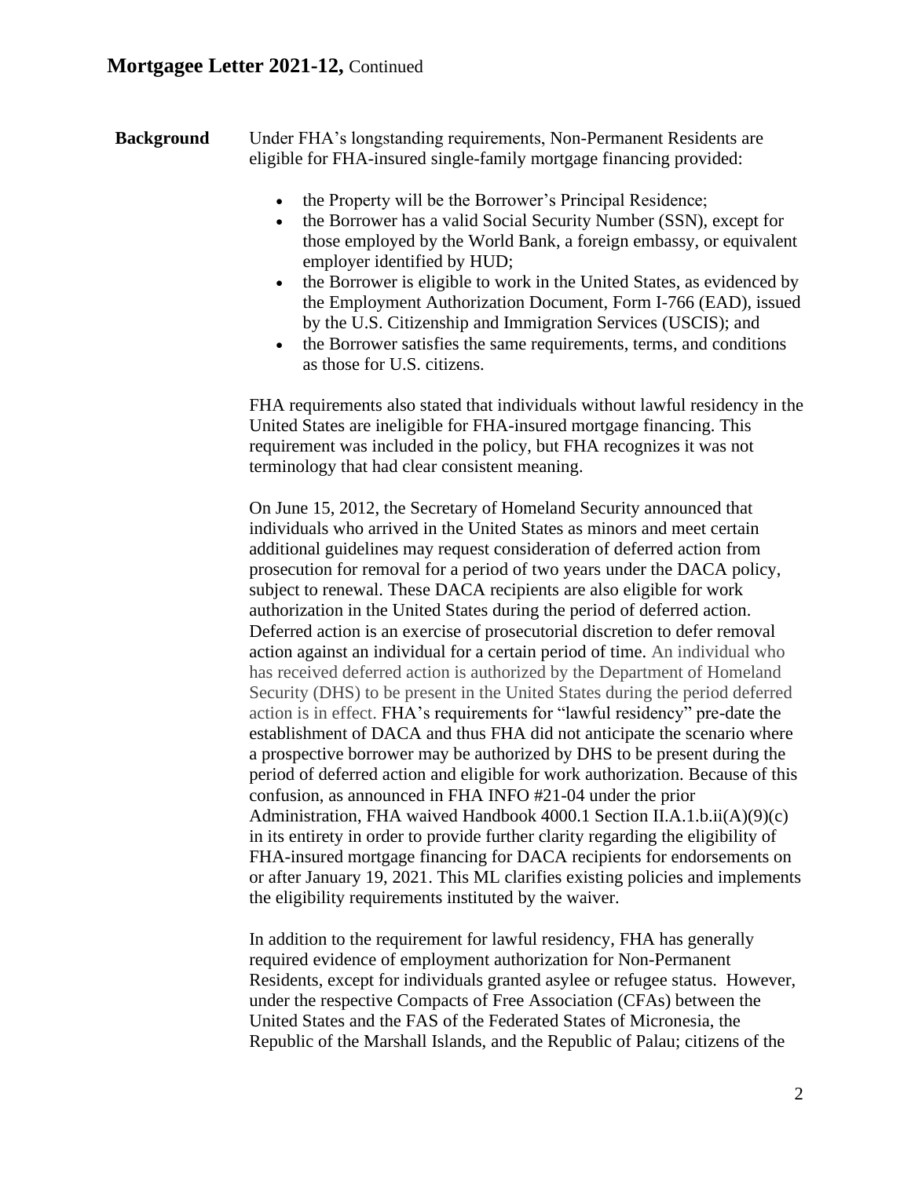**Background**

Under FHA's longstanding requirements, Non-Permanent Residents are eligible for FHA-insured single-family mortgage financing provided:

- the Property will be the Borrower's Principal Residence;
- the Borrower has a valid Social Security Number (SSN), except for those employed by the World Bank, a foreign embassy, or equivalent employer identified by HUD;
- the Borrower is eligible to work in the United States, as evidenced by the Employment Authorization Document, Form I-766 (EAD), issued by the U.S. Citizenship and Immigration Services (USCIS); and
- the Borrower satisfies the same requirements, terms, and conditions as those for U.S. citizens.

FHA requirements also stated that individuals without lawful residency in the United States are ineligible for FHA-insured mortgage financing. This requirement was included in the policy, but FHA recognizes it was not terminology that had clear consistent meaning.

On June 15, 2012, the Secretary of Homeland Security announced that individuals who arrived in the United States as minors and meet certain additional guidelines may request consideration of deferred action from prosecution for removal for a period of two years under the DACA policy, subject to renewal. These DACA recipients are also eligible for work authorization in the United States during the period of deferred action. Deferred action is an exercise of prosecutorial discretion to defer removal action against an individual for a certain period of time. An individual who has received deferred action is authorized by the Department of Homeland Security (DHS) to be present in the United States during the period deferred action is in effect. FHA's requirements for "lawful residency" pre-date the establishment of DACA and thus FHA did not anticipate the scenario where a prospective borrower may be authorized by DHS to be present during the period of deferred action and eligible for work authorization. Because of this confusion, as announced in FHA INFO #21-04 under the prior Administration, FHA waived Handbook 4000.1 Section II.A.1.b.ii(A)(9)(c) in its entirety in order to provide further clarity regarding the eligibility of FHA-insured mortgage financing for DACA recipients for endorsements on or after January 19, 2021. This ML clarifies existing policies and implements the eligibility requirements instituted by the waiver.

In addition to the requirement for lawful residency, FHA has generally required evidence of employment authorization for Non-Permanent Residents, except for individuals granted asylee or refugee status. However, under the respective Compacts of Free Association (CFAs) between the United States and the FAS of the Federated States of Micronesia, the Republic of the Marshall Islands, and the Republic of Palau; citizens of the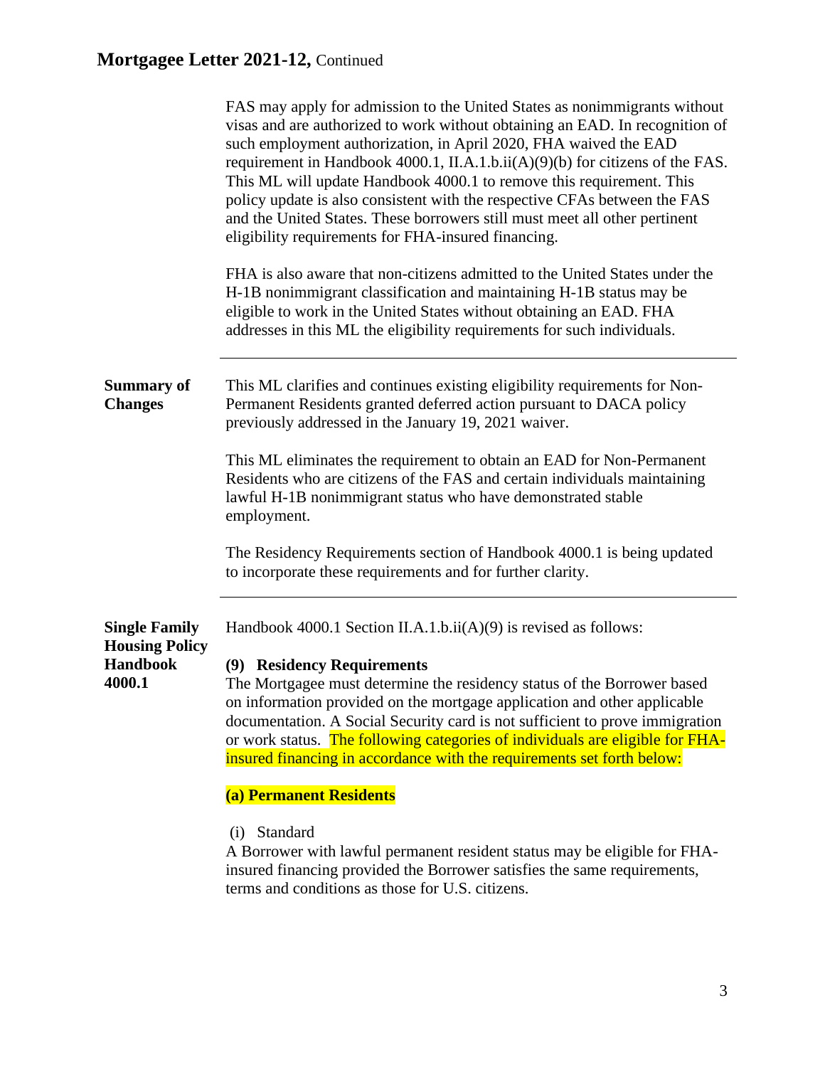FAS may apply for admission to the United States as nonimmigrants without visas and are authorized to work without obtaining an EAD. In recognition of such employment authorization, in April 2020, FHA waived the EAD requirement in Handbook 4000.1, II.A.1.b.ii(A)(9)(b) for citizens of the FAS. This ML will update Handbook 4000.1 to remove this requirement. This policy update is also consistent with the respective CFAs between the FAS and the United States. These borrowers still must meet all other pertinent eligibility requirements for FHA-insured financing.

FHA is also aware that non-citizens admitted to the United States under the H-1B nonimmigrant classification and maintaining H-1B status may be eligible to work in the United States without obtaining an EAD. FHA addresses in this ML the eligibility requirements for such individuals.

---

**Summary of Changes**

This ML clarifies and continues existing eligibility requirements for Non-Permanent Residents granted deferred action pursuant to DACA policy previously addressed in the January 19, 2021 waiver.

This ML eliminates the requirement to obtain an EAD for Non-Permanent Residents who are citizens of the FAS and certain individuals maintaining lawful H-1B nonimmigrant status who have demonstrated stable employment.

The Residency Requirements section of Handbook 4000.1 is being updated to incorporate these requirements and for further clarity.

---

**Single Family Housing Policy Handbook 4000.1**

Handbook 4000.1 Section II.A.1.b.ii(A)(9) is revised as follows:

**(9) Residency Requirements**

The Mortgagee must determine the residency status of the Borrower based on information provided on the mortgage application and other applicable documentation. A Social Security card is not sufficient to prove immigration or work status. The following categories of individuals are eligible for FHA-insured financing in accordance with the requirements set forth below:

**(a) Permanent Residents**

(i) Standard

A Borrower with lawful permanent resident status may be eligible for FHA-insured financing provided the Borrower satisfies the same requirements, terms and conditions as those for U.S. citizens.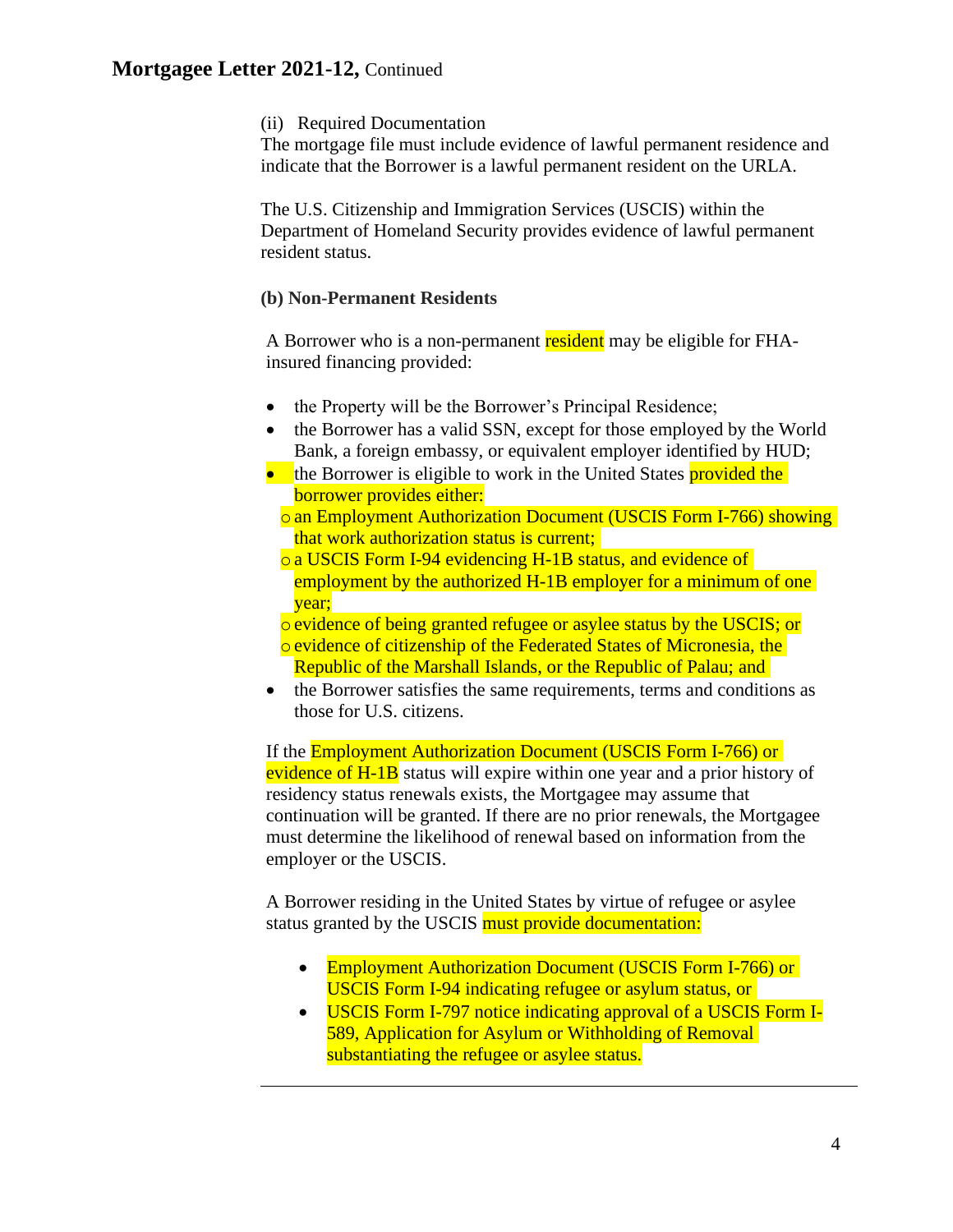(ii) Required Documentation
The mortgage file must include evidence of lawful permanent residence and indicate that the Borrower is a lawful permanent resident on the URLA.

The U.S. Citizenship and Immigration Services (USCIS) within the Department of Homeland Security provides evidence of lawful permanent resident status.

**(b) Non-Permanent Residents**

A Borrower who is a non-permanent resident may be eligible for FHA-insured financing provided:

- the Property will be the Borrower's Principal Residence;
- the Borrower has a valid SSN, except for those employed by the World Bank, a foreign embassy, or equivalent employer identified by HUD;
- the Borrower is eligible to work in the United States provided the borrower provides either:
  - an Employment Authorization Document (USCIS Form I-766) showing that work authorization status is current;
  - a USCIS Form I-94 evidencing H-1B status, and evidence of employment by the authorized H-1B employer for a minimum of one year;
  - evidence of being granted refugee or asylee status by the USCIS; or
  - evidence of citizenship of the Federated States of Micronesia, the Republic of the Marshall Islands, or the Republic of Palau; and
- the Borrower satisfies the same requirements, terms and conditions as those for U.S. citizens.

If the Employment Authorization Document (USCIS Form I-766) or evidence of H-1B status will expire within one year and a prior history of residency status renewals exists, the Mortgagee may assume that continuation will be granted. If there are no prior renewals, the Mortgagee must determine the likelihood of renewal based on information from the employer or the USCIS.

A Borrower residing in the United States by virtue of refugee or asylee status granted by the USCIS must provide documentation:

- Employment Authorization Document (USCIS Form I-766) or USCIS Form I-94 indicating refugee or asylum status, or
- USCIS Form I-797 notice indicating approval of a USCIS Form I-589, Application for Asylum or Withholding of Removal substantiating the refugee or asylee status.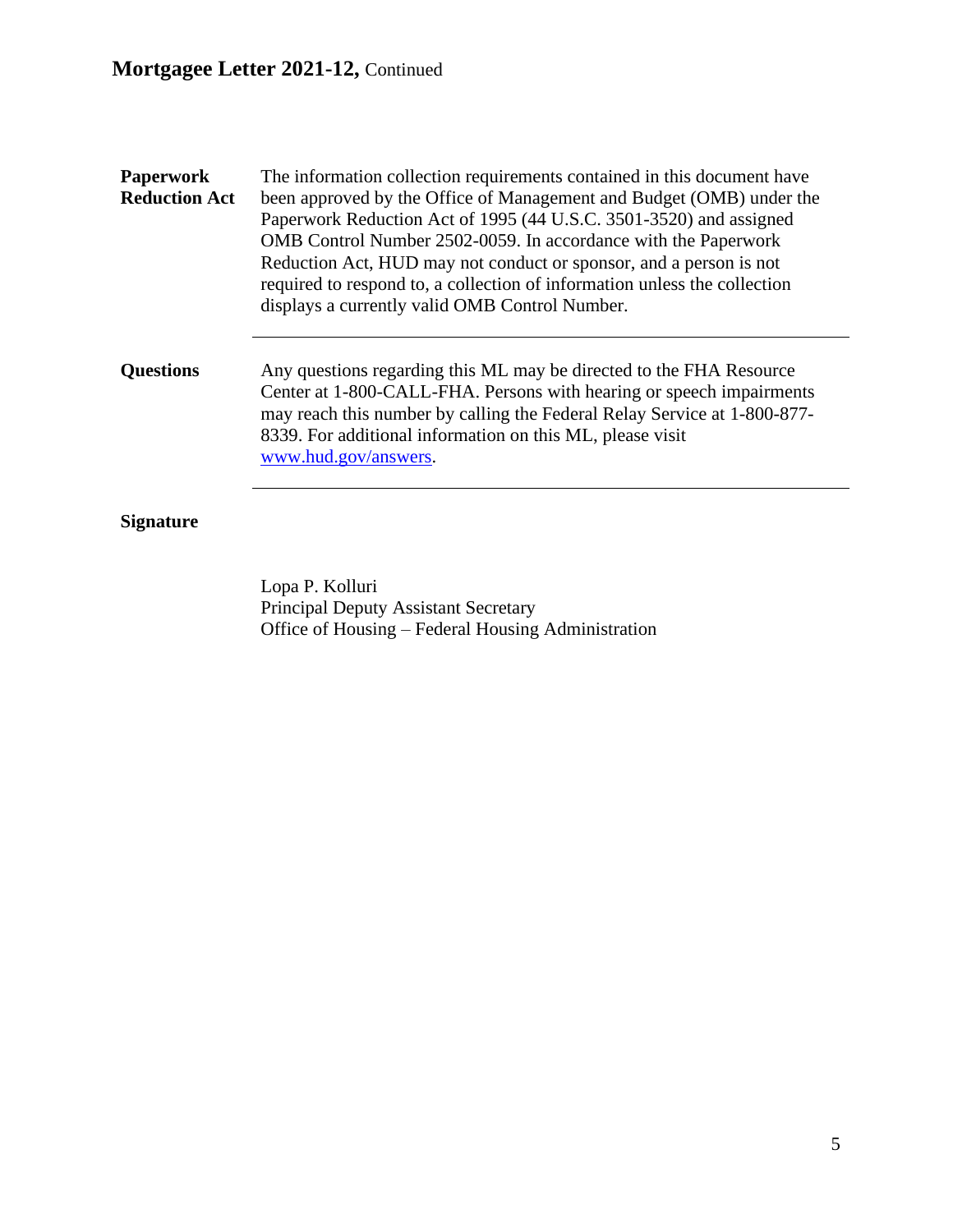**Paperwork Reduction Act**

The information collection requirements contained in this document have been approved by the Office of Management and Budget (OMB) under the Paperwork Reduction Act of 1995 (44 U.S.C. 3501-3520) and assigned OMB Control Number 2502-0059. In accordance with the Paperwork Reduction Act, HUD may not conduct or sponsor, and a person is not required to respond to, a collection of information unless the collection displays a currently valid OMB Control Number.

---

**Questions**

Any questions regarding this ML may be directed to the FHA Resource Center at 1-800-CALL-FHA. Persons with hearing or speech impairments may reach this number by calling the Federal Relay Service at 1-800-877-8339. For additional information on this ML, please visit [www.hud.gov/answers](http://www.hud.gov/answers).

---

**Signature**

Lopa P. Kolluri
Principal Deputy Assistant Secretary
Office of Housing – Federal Housing Administration